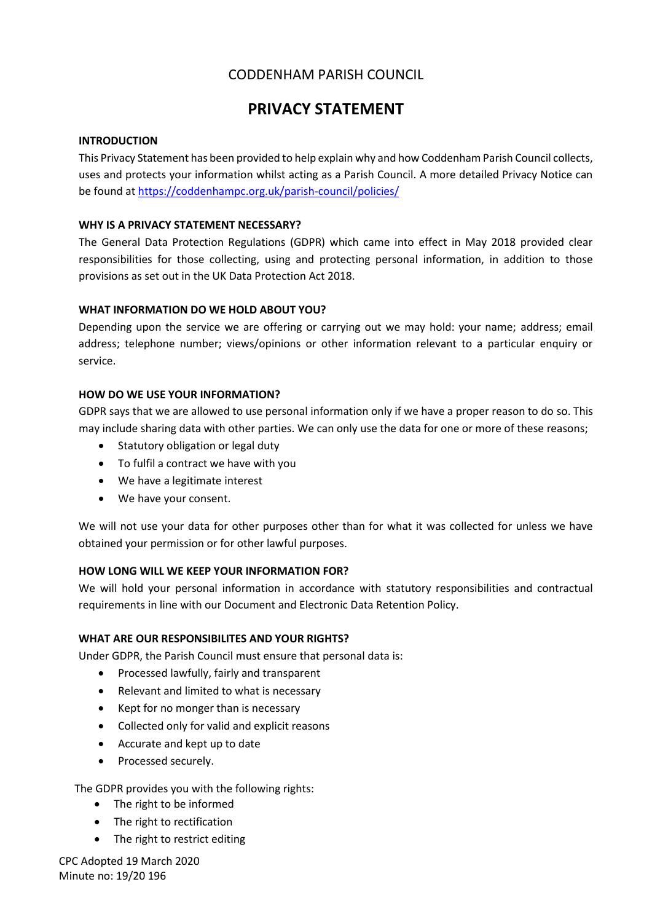CODDENHAM PARISH COUNCIL

# PRIVACY STATEMENT

**INTRODUCTION**

This Privacy Statement has been provided to help explain why and how Coddenham Parish Council collects, uses and protects your information whilst acting as a Parish Council. A more detailed Privacy Notice can be found at https://coddenhampc.org.uk/parish-council/policies/

**WHY IS A PRIVACY STATEMENT NECESSARY?**

The General Data Protection Regulations (GDPR) which came into effect in May 2018 provided clear responsibilities for those collecting, using and protecting personal information, in addition to those provisions as set out in the UK Data Protection Act 2018.

**WHAT INFORMATION DO WE HOLD ABOUT YOU?**

Depending upon the service we are offering or carrying out we may hold: your name; address; email address; telephone number; views/opinions or other information relevant to a particular enquiry or service.

**HOW DO WE USE YOUR INFORMATION?**

GDPR says that we are allowed to use personal information only if we have a proper reason to do so. This may include sharing data with other parties. We can only use the data for one or more of these reasons;

- Statutory obligation or legal duty
- To fulfil a contract we have with you
- We have a legitimate interest
- We have your consent.

We will not use your data for other purposes other than for what it was collected for unless we have obtained your permission or for other lawful purposes.

**HOW LONG WILL WE KEEP YOUR INFORMATION FOR?**

We will hold your personal information in accordance with statutory responsibilities and contractual requirements in line with our Document and Electronic Data Retention Policy.

**WHAT ARE OUR RESPONSIBILITES AND YOUR RIGHTS?**

Under GDPR, the Parish Council must ensure that personal data is:

- Processed lawfully, fairly and transparent
- Relevant and limited to what is necessary
- Kept for no monger than is necessary
- Collected only for valid and explicit reasons
- Accurate and kept up to date
- Processed securely.

The GDPR provides you with the following rights:

- The right to be informed
- The right to rectification
- The right to restrict editing

CPC Adopted 19 March 2020
Minute no: 19/20 196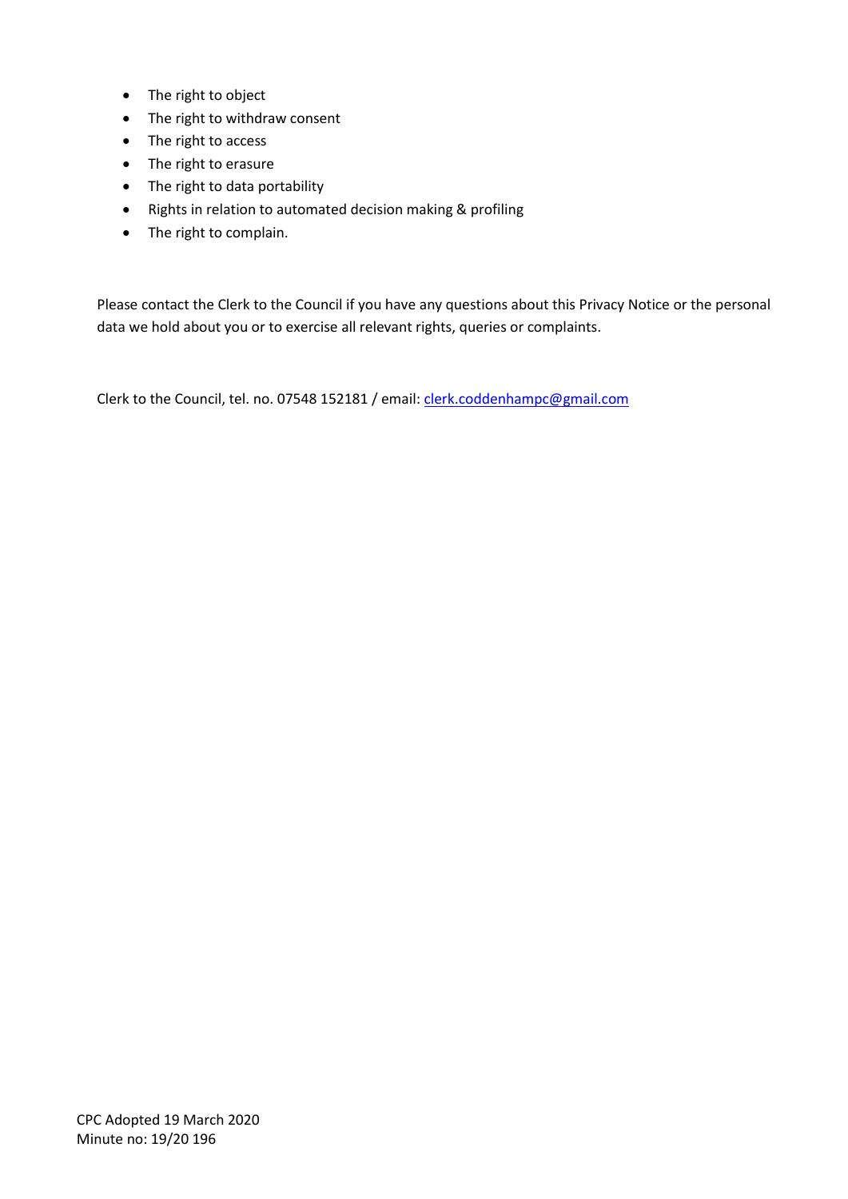- The right to object
- The right to withdraw consent
- The right to access
- The right to erasure
- The right to data portability
- Rights in relation to automated decision making & profiling
- The right to complain.

Please contact the Clerk to the Council if you have any questions about this Privacy Notice or the personal data we hold about you or to exercise all relevant rights, queries or complaints.

Clerk to the Council, tel. no. 07548 152181 / email: clerk.coddenhampc@gmail.com

CPC Adopted 19 March 2020
Minute no: 19/20 196